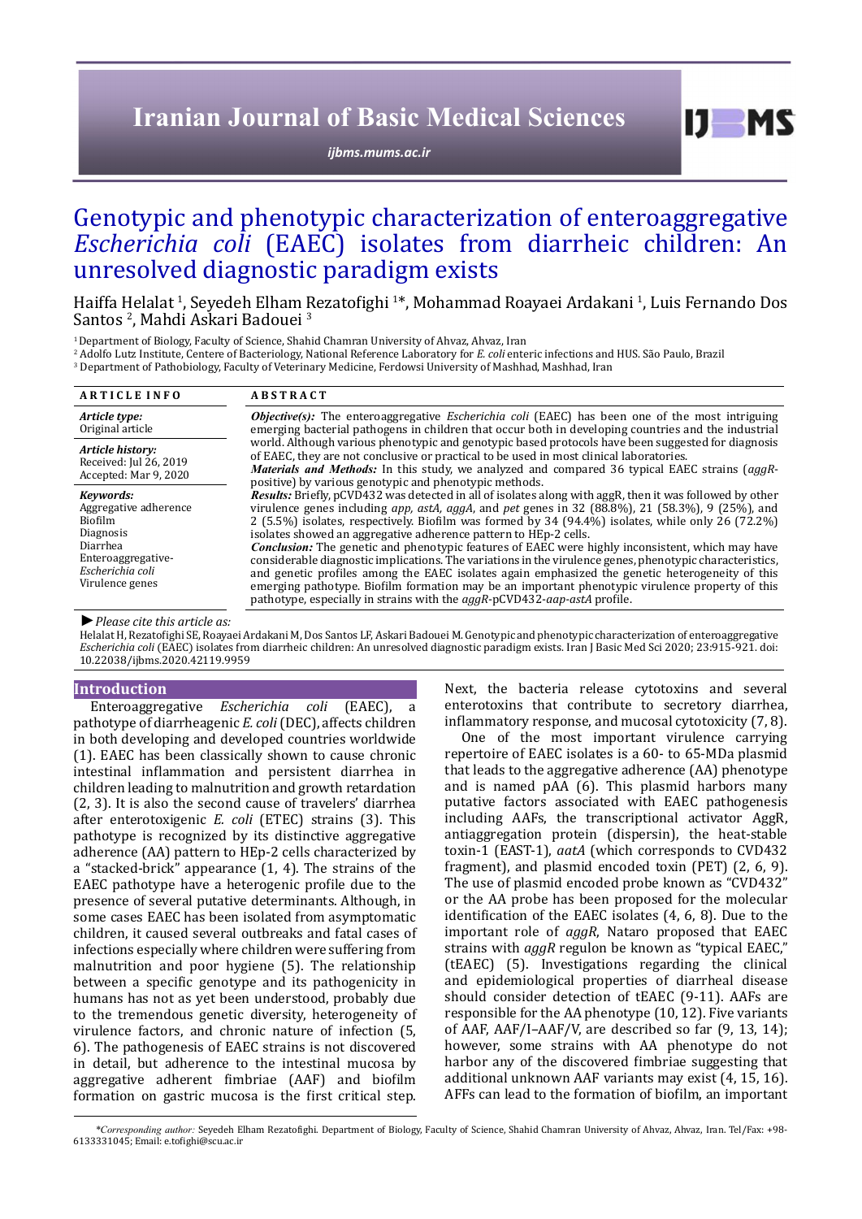# Genotypic and phenotypic characterization of enteroaggregative *Escherichia coli* (EAEC) isolates from diarrheic children: An unresolved diagnostic paradigm exists

Haiffa Helalat [1], Seyedeh Elham Rezatofighi [1]*, Mohammad Roayaei Ardakani [1], Luis Fernando Dos Santos [2], Mahdi Askari Badouei [3]

[1] Department of Biology, Faculty of Science, Shahid Chamran University of Ahvaz, Ahvaz, Iran

[2] Adolfo Lutz Institute, Centere of Bacteriology, National Reference Laboratory for *E. coli* enteric infections and HUS. São Paulo, Brazil

[3] Department of Pathobiology, Faculty of Veterinary Medicine, Ferdowsi University of Mashhad, Mashhad, Iran

**ARTICLE INFO**

***Article type:***
Original article

***Article history:***
Received: Jul 26, 2019
Accepted: Mar 9, 2020

***Keywords:***
Aggregative adherence
Biofilm
Diagnosis
Diarrhea
Enteroaggregative-*Escherichia coli*
Virulence genes

**ABSTRACT**

***Objective(s):*** The enteroaggregative *Escherichia coli* (EAEC) has been one of the most intriguing emerging bacterial pathogens in children that occur both in developing countries and the industrial world. Although various phenotypic and genotypic based protocols have been suggested for diagnosis of EAEC, they are not conclusive or practical to be used in most clinical laboratories.

***Materials and Methods:*** In this study, we analyzed and compared 36 typical EAEC strains (*aggR*-positive) by various genotypic and phenotypic methods.

***Results:*** Briefly, pCVD432 was detected in all of isolates along with aggR, then it was followed by other virulence genes including *app, astA, aggA*, and *pet* genes in 32 (88.8%), 21 (58.3%), 9 (25%), and 2 (5.5%) isolates, respectively. Biofilm was formed by 34 (94.4%) isolates, while only 26 (72.2%) isolates showed an aggregative adherence pattern to HEp-2 cells.

***Conclusion:*** The genetic and phenotypic features of EAEC were highly inconsistent, which may have considerable diagnostic implications. The variations in the virulence genes, phenotypic characteristics, and genetic profiles among the EAEC isolates again emphasized the genetic heterogeneity of this emerging pathotype. Biofilm formation may be an important phenotypic virulence property of this pathotype, especially in strains with the *aggR*-pCVD432-*aap-astA* profile.

► *Please cite this article as:*

Helalat H, Rezatofighi SE, Roayaei Ardakani M, Dos Santos LF, Askari Badouei M. Genotypic and phenotypic characterization of enteroaggregative *Escherichia coli* (EAEC) isolates from diarrheic children: An unresolved diagnostic paradigm exists. Iran J Basic Med Sci 2020; 23:915-921. doi: 10.22038/ijbms.2020.42119.9959

## Introduction

Enteroaggregative *Escherichia coli* (EAEC), a pathotype of diarrheagenic *E. coli* (DEC), affects children in both developing and developed countries worldwide (1). EAEC has been classically shown to cause chronic intestinal inflammation and persistent diarrhea in children leading to malnutrition and growth retardation (2, 3). It is also the second cause of travelers' diarrhea after enterotoxigenic *E. coli* (ETEC) strains (3). This pathotype is recognized by its distinctive aggregative adherence (AA) pattern to HEp-2 cells characterized by a "stacked-brick" appearance (1, 4). The strains of the EAEC pathotype have a heterogenic profile due to the presence of several putative determinants. Although, in some cases EAEC has been isolated from asymptomatic children, it caused several outbreaks and fatal cases of infections especially where children were suffering from malnutrition and poor hygiene (5). The relationship between a specific genotype and its pathogenicity in humans has not as yet been understood, probably due to the tremendous genetic diversity, heterogeneity of virulence factors, and chronic nature of infection (5, 6). The pathogenesis of EAEC strains is not discovered in detail, but adherence to the intestinal mucosa by aggregative adherent fimbriae (AAF) and biofilm formation on gastric mucosa is the first critical step. Next, the bacteria release cytotoxins and several enterotoxins that contribute to secretory diarrhea, inflammatory response, and mucosal cytotoxicity (7, 8).

One of the most important virulence carrying repertoire of EAEC isolates is a 60- to 65-MDa plasmid that leads to the aggregative adherence (AA) phenotype and is named pAA (6). This plasmid harbors many putative factors associated with EAEC pathogenesis including AAFs, the transcriptional activator AggR, antiaggregation protein (dispersin), the heat-stable toxin-1 (EAST-1), *aatA* (which corresponds to CVD432 fragment), and plasmid encoded toxin (PET) (2, 6, 9). The use of plasmid encoded probe known as "CVD432" or the AA probe has been proposed for the molecular identification of the EAEC isolates (4, 6, 8). Due to the important role of *aggR*, Nataro proposed that EAEC strains with *aggR* regulon be known as "typical EAEC," (tEAEC) (5). Investigations regarding the clinical and epidemiological properties of diarrheal disease should consider detection of tEAEC (9-11). AAFs are responsible for the AA phenotype (10, 12). Five variants of AAF, AAF/I–AAF/V, are described so far (9, 13, 14); however, some strains with AA phenotype do not harbor any of the discovered fimbriae suggesting that additional unknown AAF variants may exist (4, 15, 16). AFFs can lead to the formation of biofilm, an important

*Corresponding author: Seyedeh Elham Rezatofighi. Department of Biology, Faculty of Science, Shahid Chamran University of Ahvaz, Ahvaz, Iran. Tel/Fax: +98-6133331045; Email: e.tofighi@scu.ac.ir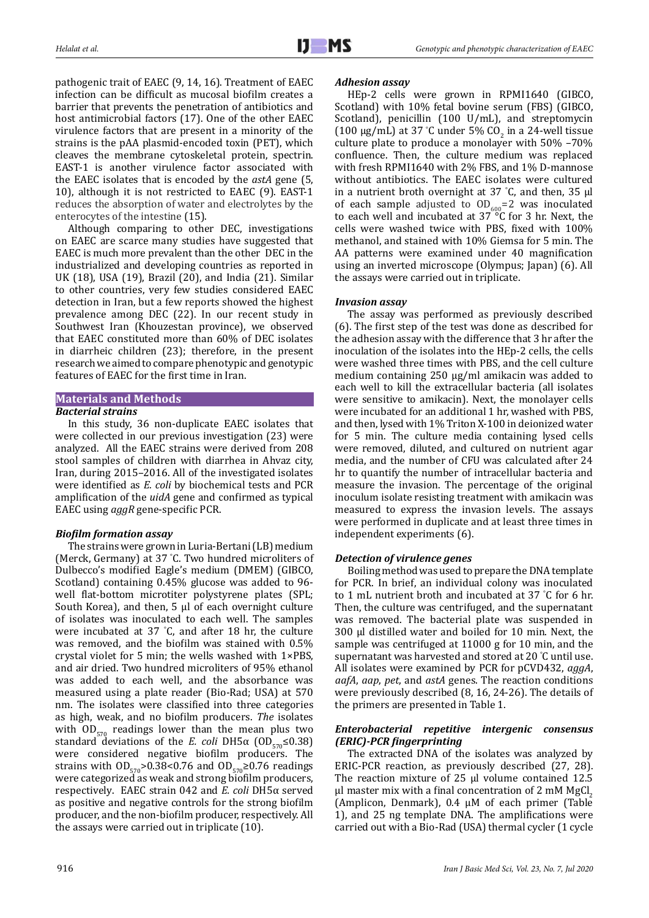pathogenic trait of EAEC (9, 14, 16). Treatment of EAEC infection can be difficult as mucosal biofilm creates a barrier that prevents the penetration of antibiotics and host antimicrobial factors (17). One of the other EAEC virulence factors that are present in a minority of the strains is the pAA plasmid-encoded toxin (PET), which cleaves the membrane cytoskeletal protein, spectrin. EAST-1 is another virulence factor associated with the EAEC isolates that is encoded by the *astA* gene (5, 10), although it is not restricted to EAEC (9). EAST-1 reduces the absorption of water and electrolytes by the enterocytes of the intestine (15).

Although comparing to other DEC, investigations on EAEC are scarce many studies have suggested that EAEC is much more prevalent than the other DEC in the industrialized and developing countries as reported in UK (18), USA (19), Brazil (20), and India (21). Similar to other countries, very few studies considered EAEC detection in Iran, but a few reports showed the highest prevalence among DEC (22). In our recent study in Southwest Iran (Khouzestan province), we observed that EAEC constituted more than 60% of DEC isolates in diarrheic children (23); therefore, in the present research we aimed to compare phenotypic and genotypic features of EAEC for the first time in Iran.

## Materials and Methods

### *Bacterial strains*

In this study, 36 non-duplicate EAEC isolates that were collected in our previous investigation (23) were analyzed. All the EAEC strains were derived from 208 stool samples of children with diarrhea in Ahvaz city, Iran, during 2015–2016. All of the investigated isolates were identified as *E. coli* by biochemical tests and PCR amplification of the *uidA* gene and confirmed as typical EAEC using *aggR* gene-specific PCR.

### *Biofilm formation assay*

The strains were grown in Luria-Bertani (LB) medium (Merck, Germany) at 37 ˚C. Two hundred microliters of Dulbecco's modified Eagle's medium (DMEM) (GIBCO, Scotland) containing 0.45% glucose was added to 96-well flat-bottom microtiter polystyrene plates (SPL; South Korea), and then, 5 µl of each overnight culture of isolates was inoculated to each well. The samples were incubated at 37 ˚C, and after 18 hr, the culture was removed, and the biofilm was stained with 0.5% crystal violet for 5 min; the wells washed with 1×PBS, and air dried. Two hundred microliters of 95% ethanol was added to each well, and the absorbance was measured using a plate reader (Bio-Rad; USA) at 570 nm. The isolates were classified into three categories as high, weak, and no biofilm producers. The isolates with $OD_{570}$ readings lower than the mean plus two standard deviations of the *E. coli* DH5α ($OD_{570}$≤0.38) were considered negative biofilm producers. The strains with $OD_{570}$>0.38<0.76 and $OD_{570}$≥0.76 readings were categorized as weak and strong biofilm producers, respectively. EAEC strain 042 and *E. coli* DH5α served as positive and negative controls for the strong biofilm producer, and the non-biofilm producer, respectively. All the assays were carried out in triplicate (10).

### *Adhesion assay*

HEp-2 cells were grown in RPMI1640 (GIBCO, Scotland) with 10% fetal bovine serum (FBS) (GIBCO, Scotland), penicillin (100 U/mL), and streptomycin (100 µg/mL) at 37 ˚C under 5% $CO_2$ in a 24-well tissue culture plate to produce a monolayer with 50% –70% confluence. Then, the culture medium was replaced with fresh RPMI1640 with 2% FBS, and 1% D-mannose without antibiotics. The EAEC isolates were cultured in a nutrient broth overnight at 37 ˚C, and then, 35 µl of each sample adjusted to $OD_{600}$=2 was inoculated to each well and incubated at 37 ˚C for 3 hr. Next, the cells were washed twice with PBS, fixed with 100% methanol, and stained with 10% Giemsa for 5 min. The AA patterns were examined under 40 magnification using an inverted microscope (Olympus; Japan) (6). All the assays were carried out in triplicate.

### *Invasion assay*

The assay was performed as previously described (6). The first step of the test was done as described for the adhesion assay with the difference that 3 hr after the inoculation of the isolates into the HEp-2 cells, the cells were washed three times with PBS, and the cell culture medium containing 250 µg/ml amikacin was added to each well to kill the extracellular bacteria (all isolates were sensitive to amikacin). Next, the monolayer cells were incubated for an additional 1 hr, washed with PBS, and then, lysed with 1% Triton X-100 in deionized water for 5 min. The culture media containing lysed cells were removed, diluted, and cultured on nutrient agar media, and the number of CFU was calculated after 24 hr to quantify the number of intracellular bacteria and measure the invasion. The percentage of the original inoculum isolate resisting treatment with amikacin was measured to express the invasion levels. The assays were performed in duplicate and at least three times in independent experiments (6).

### *Detection of virulence genes*

Boiling method was used to prepare the DNA template for PCR. In brief, an individual colony was inoculated to 1 mL nutrient broth and incubated at 37 ˚C for 6 hr. Then, the culture was centrifuged, and the supernatant was removed. The bacterial plate was suspended in 300 µl distilled water and boiled for 10 min. Next, the sample was centrifuged at 11000 g for 10 min, and the supernatant was harvested and stored at 20 ˚C until use. All isolates were examined by PCR for pCVD432, *aggA*, *aafA*, *aap*, *pet*, and *astA* genes. The reaction conditions were previously described (8, 16, 24-26). The details of the primers are presented in Table 1.

### *Enterobacterial repetitive intergenic consensus (ERIC)-PCR fingerprinting*

The extracted DNA of the isolates was analyzed by ERIC-PCR reaction, as previously described (27, 28). The reaction mixture of 25 µl volume contained 12.5 µl master mix with a final concentration of 2 mM $MgCl_2$ (Amplicon, Denmark), 0.4 µM of each primer (Table 1), and 25 ng template DNA. The amplifications were carried out with a Bio-Rad (USA) thermal cycler (1 cycle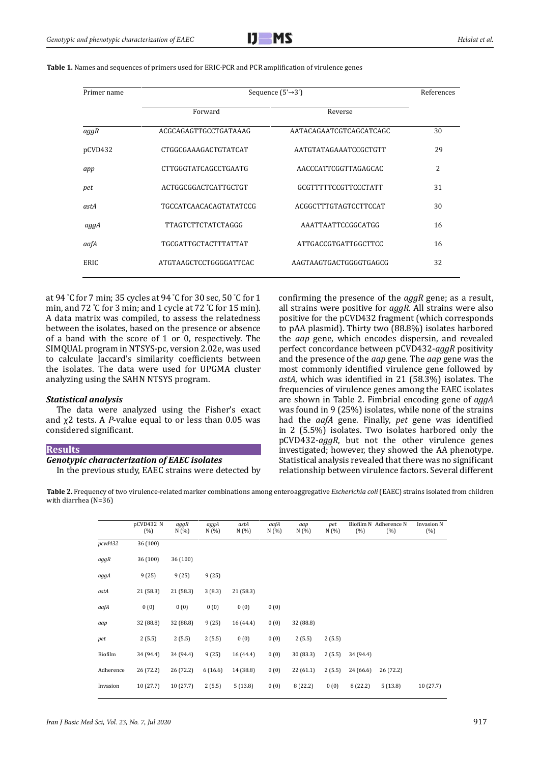**Table 1.** Names and sequences of primers used for ERIC-PCR and PCR amplification of virulence genes

| Primer name | Sequence (5'→3') | | References |
|---|---|---|---|
| | Forward | Reverse | |
| *aggR* | ACGCAGAGTTGCCTGATAAAG | AATACAGAATCGTCAGCATCAGC | 30 |
| pCVD432 | CTGGCGAAAGACTGTATCAT | AATGTATAGAAATCCGCTGTT | 29 |
| *app* | CTTGGGTATCAGCCTGAATG | AACCCATTCGGTTAGAGCAC | 2 |
| *pet* | ACTGGCGGACTCATTGCTGT | GCGTTTTTCCGTTCCCTATT | 31 |
| *astA* | TGCCATCAACACAGTATATCCG | ACGGCTTTGTAGTCCTTCCAT | 30 |
| *aggA* | TTAGTCTTCTATCTAGGG | AAATTAATTCCGGCATGG | 16 |
| *aafA* | TGCGATTGCTACTTTATTAT | ATTGACCGTGATTGGCTTCC | 16 |
| ERIC | ATGTAAGCTCCTGGGGATTCAC | AAGTAAGTGACTGGGGTGAGCG | 32 |

at 94 °C for 7 min; 35 cycles at 94 °C for 30 sec, 50 °C for 1 min, and 72 °C for 3 min; and 1 cycle at 72 °C for 15 min). A data matrix was compiled, to assess the relatedness between the isolates, based on the presence or absence of a band with the score of 1 or 0, respectively. The SIMQUAL program in NTSYS-pc, version 2.02e, was used to calculate Jaccard's similarity coefficients between the isolates. The data were used for UPGMA cluster analyzing using the SAHN NTSYS program.

### *Statistical analysis*

The data were analyzed using the Fisher's exact and χ2 tests. A *P*-value equal to or less than 0.05 was considered significant.

## Results

### *Genotypic characterization of EAEC isolates*

In the previous study, EAEC strains were detected by confirming the presence of the *aggR* gene; as a result, all strains were positive for *aggR*. All strains were also positive for the pCVD432 fragment (which corresponds to pAA plasmid). Thirty two (88.8%) isolates harbored the *aap* gene, which encodes dispersin, and revealed perfect concordance between pCVD432-*aggR* positivity and the presence of the *aap* gene. The *aap* gene was the most commonly identified virulence gene followed by *astA*, which was identified in 21 (58.3%) isolates. The frequencies of virulence genes among the EAEC isolates are shown in Table 2. Fimbrial encoding gene of *aggA* was found in 9 (25%) isolates, while none of the strains had the *aafA* gene. Finally, *pet* gene was identified in 2 (5.5%) isolates. Two isolates harbored only the pCVD432-*aggR*, but not the other virulence genes investigated; however, they showed the AA phenotype. Statistical analysis revealed that there was no significant relationship between virulence factors. Several different

**Table 2.** Frequency of two virulence-related marker combinations among enteroaggregative *Escherichia coli* (EAEC) strains isolated from children with diarrhea (N=36)

| | pCVD432 N (%) | *aggR* N (%) | *aggA* N (%) | *astA* N (%) | *aafA* N (%) | *aap* N (%) | *pet* N (%) | Biofilm N (%) | Adherence N (%) | Invasion N (%) |
|---|---|---|---|---|---|---|---|---|---|---|
| *pcvd432* | 36 (100) | | | | | | | | | |
| *aggR* | 36 (100) | 36 (100) | | | | | | | | |
| *aggA* | 9 (25) | 9 (25) | 9 (25) | | | | | | | |
| *astA* | 21 (58.3) | 21 (58.3) | 3 (8.3) | 21 (58.3) | | | | | | |
| *aafA* | 0 (0) | 0 (0) | 0 (0) | 0 (0) | 0 (0) | | | | | |
| *aap* | 32 (88.8) | 32 (88.8) | 9 (25) | 16 (44.4) | 0 (0) | 32 (88.8) | | | | |
| *pet* | 2 (5.5) | 2 (5.5) | 2 (5.5) | 0 (0) | 0 (0) | 2 (5.5) | 2 (5.5) | | | |
| Biofilm | 34 (94.4) | 34 (94.4) | 9 (25) | 16 (44.4) | 0 (0) | 30 (83.3) | 2 (5.5) | 34 (94.4) | | |
| Adherence | 26 (72.2) | 26 (72.2) | 6 (16.6) | 14 (38.8) | 0 (0) | 22 (61.1) | 2 (5.5) | 24 (66.6) | 26 (72.2) | |
| Invasion | 10 (27.7) | 10 (27.7) | 2 (5.5) | 5 (13.8) | 0 (0) | 8 (22.2) | 0 (0) | 8 (22.2) | 5 (13.8) | 10 (27.7) |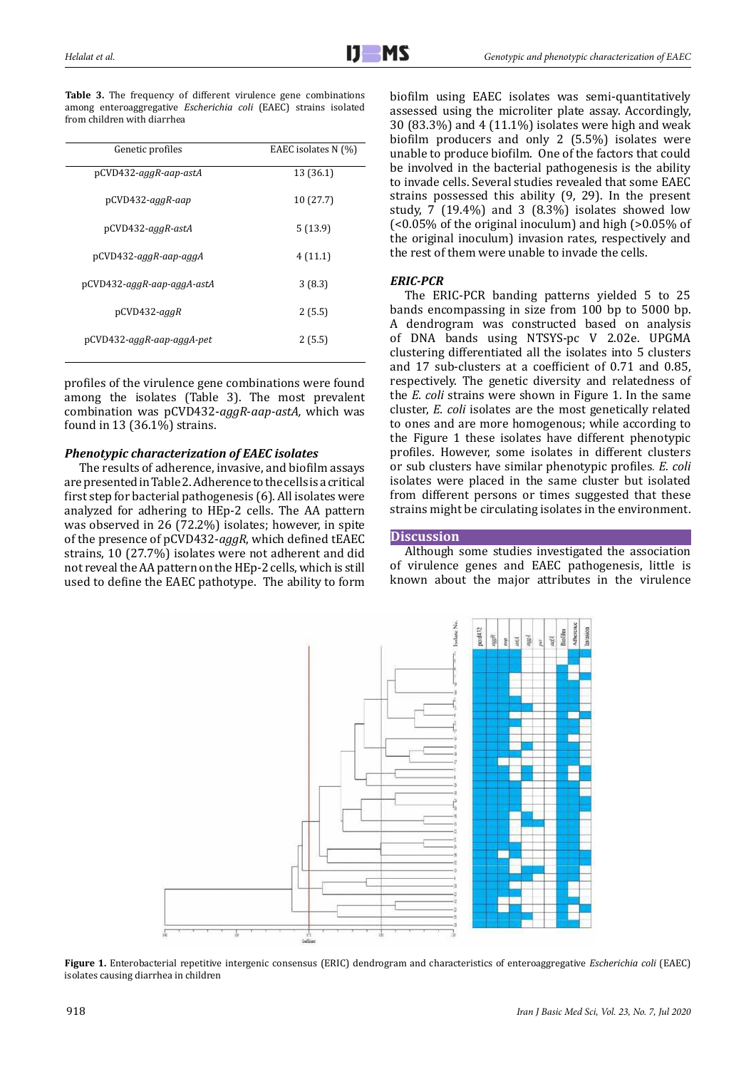**Table 3.** The frequency of different virulence gene combinations among enteroaggregative *Escherichia coli* (EAEC) strains isolated from children with diarrhea

| Genetic profiles | EAEC isolates N (%) |
|---|---|
| pCVD432-*aggR-aap-astA* | 13 (36.1) |
| pCVD432-*aggR-aap* | 10 (27.7) |
| pCVD432-*aggR-astA* | 5 (13.9) |
| pCVD432-*aggR-aap-aggA* | 4 (11.1) |
| pCVD432-*aggR-aap-aggA-astA* | 3 (8.3) |
| pCVD432-*aggR* | 2 (5.5) |
| pCVD432-*aggR-aap-aggA-pet* | 2 (5.5) |

profiles of the virulence gene combinations were found among the isolates (Table 3). The most prevalent combination was pCVD432-*aggR-aap-astA,* which was found in 13 (36.1%) strains.

### *Phenotypic characterization of EAEC isolates*

The results of adherence, invasive, and biofilm assays are presented in Table 2. Adherence to the cells is a critical first step for bacterial pathogenesis (6). All isolates were analyzed for adhering to HEp-2 cells. The AA pattern was observed in 26 (72.2%) isolates; however, in spite of the presence of pCVD432-*aggR*, which defined tEAEC strains, 10 (27.7%) isolates were not adherent and did not reveal the AA pattern on the HEp-2 cells, which is still used to define the EAEC pathotype. The ability to form biofilm using EAEC isolates was semi-quantitatively assessed using the microliter plate assay. Accordingly, 30 (83.3%) and 4 (11.1%) isolates were high and weak biofilm producers and only 2 (5.5%) isolates were unable to produce biofilm. One of the factors that could be involved in the bacterial pathogenesis is the ability to invade cells. Several studies revealed that some EAEC strains possessed this ability (9, 29). In the present study, 7 (19.4%) and 3 (8.3%) isolates showed low (<0.05% of the original inoculum) and high (>0.05% of the original inoculum) invasion rates, respectively and the rest of them were unable to invade the cells.

### *ERIC-PCR*

The ERIC-PCR banding patterns yielded 5 to 25 bands encompassing in size from 100 bp to 5000 bp. A dendrogram was constructed based on analysis of DNA bands using NTSYS-pc V 2.02e. UPGMA clustering differentiated all the isolates into 5 clusters and 17 sub-clusters at a coefficient of 0.71 and 0.85, respectively. The genetic diversity and relatedness of the *E. coli* strains were shown in Figure 1. In the same cluster, *E. coli* isolates are the most genetically related to ones and are more homogenous; while according to the Figure 1 these isolates have different phenotypic profiles. However, some isolates in different clusters or sub clusters have similar phenotypic profiles. *E. coli* isolates were placed in the same cluster but isolated from different persons or times suggested that these strains might be circulating isolates in the environment.

## Discussion

Although some studies investigated the association of virulence genes and EAEC pathogenesis, little is known about the major attributes in the virulence

**Figure 1.** Enterobacterial repetitive intergenic consensus (ERIC) dendrogram and characteristics of enteroaggregative *Escherichia coli* (EAEC) isolates causing diarrhea in children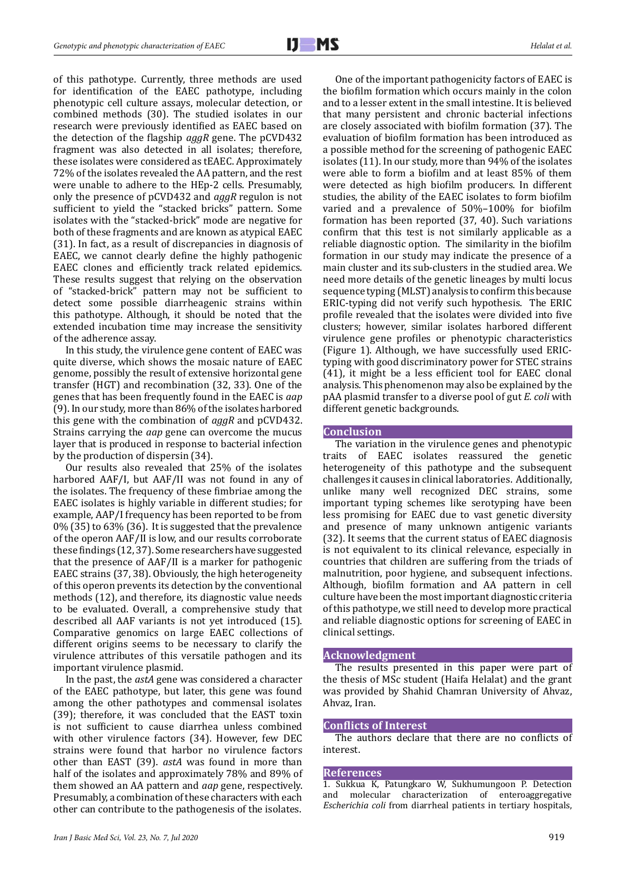of this pathotype. Currently, three methods are used for identification of the EAEC pathotype, including phenotypic cell culture assays, molecular detection, or combined methods (30). The studied isolates in our research were previously identified as EAEC based on the detection of the flagship *aggR* gene. The pCVD432 fragment was also detected in all isolates; therefore, these isolates were considered as tEAEC. Approximately 72% of the isolates revealed the AA pattern, and the rest were unable to adhere to the HEp-2 cells. Presumably, only the presence of pCVD432 and *aggR* regulon is not sufficient to yield the "stacked bricks" pattern. Some isolates with the "stacked-brick" mode are negative for both of these fragments and are known as atypical EAEC (31). In fact, as a result of discrepancies in diagnosis of EAEC, we cannot clearly define the highly pathogenic EAEC clones and efficiently track related epidemics. These results suggest that relying on the observation of "stacked-brick" pattern may not be sufficient to detect some possible diarrheagenic strains within this pathotype. Although, it should be noted that the extended incubation time may increase the sensitivity of the adherence assay.

In this study, the virulence gene content of EAEC was quite diverse, which shows the mosaic nature of EAEC genome, possibly the result of extensive horizontal gene transfer (HGT) and recombination (32, 33). One of the genes that has been frequently found in the EAEC is *aap* (9). In our study, more than 86% of the isolates harbored this gene with the combination of *aggR* and pCVD432. Strains carrying the *aap* gene can overcome the mucus layer that is produced in response to bacterial infection by the production of dispersin (34).

Our results also revealed that 25% of the isolates harbored AAF/I, but AAF/II was not found in any of the isolates. The frequency of these fimbriae among the EAEC isolates is highly variable in different studies; for example, AAP/I frequency has been reported to be from 0% (35) to 63% (36). It is suggested that the prevalence of the operon AAF/II is low, and our results corroborate these findings (12, 37). Some researchers have suggested that the presence of AAF/II is a marker for pathogenic EAEC strains (37, 38). Obviously, the high heterogeneity of this operon prevents its detection by the conventional methods (12), and therefore, its diagnostic value needs to be evaluated. Overall, a comprehensive study that described all AAF variants is not yet introduced (15). Comparative genomics on large EAEC collections of different origins seems to be necessary to clarify the virulence attributes of this versatile pathogen and its important virulence plasmid.

In the past, the *astA* gene was considered a character of the EAEC pathotype, but later, this gene was found among the other pathotypes and commensal isolates (39); therefore, it was concluded that the EAST toxin is not sufficient to cause diarrhea unless combined with other virulence factors (34). However, few DEC strains were found that harbor no virulence factors other than EAST (39). *astA* was found in more than half of the isolates and approximately 78% and 89% of them showed an AA pattern and *aap* gene, respectively. Presumably, a combination of these characters with each other can contribute to the pathogenesis of the isolates.

One of the important pathogenicity factors of EAEC is the biofilm formation which occurs mainly in the colon and to a lesser extent in the small intestine. It is believed that many persistent and chronic bacterial infections are closely associated with biofilm formation (37). The evaluation of biofilm formation has been introduced as a possible method for the screening of pathogenic EAEC isolates (11). In our study, more than 94% of the isolates were able to form a biofilm and at least 85% of them were detected as high biofilm producers. In different studies, the ability of the EAEC isolates to form biofilm varied and a prevalence of 50%–100% for biofilm formation has been reported (37, 40). Such variations confirm that this test is not similarly applicable as a reliable diagnostic option. The similarity in the biofilm formation in our study may indicate the presence of a main cluster and its sub-clusters in the studied area. We need more details of the genetic lineages by multi locus sequence typing (MLST) analysis to confirm this because ERIC-typing did not verify such hypothesis. The ERIC profile revealed that the isolates were divided into five clusters; however, similar isolates harbored different virulence gene profiles or phenotypic characteristics (Figure 1). Although, we have successfully used ERIC-typing with good discriminatory power for STEC strains (41), it might be a less efficient tool for EAEC clonal analysis. This phenomenon may also be explained by the pAA plasmid transfer to a diverse pool of gut *E. coli* with different genetic backgrounds.

## Conclusion

The variation in the virulence genes and phenotypic traits of EAEC isolates reassured the genetic heterogeneity of this pathotype and the subsequent challenges it causes in clinical laboratories. Additionally, unlike many well recognized DEC strains, some important typing schemes like serotyping have been less promising for EAEC due to vast genetic diversity and presence of many unknown antigenic variants (32). It seems that the current status of EAEC diagnosis is not equivalent to its clinical relevance, especially in countries that children are suffering from the triads of malnutrition, poor hygiene, and subsequent infections. Although, biofilm formation and AA pattern in cell culture have been the most important diagnostic criteria of this pathotype, we still need to develop more practical and reliable diagnostic options for screening of EAEC in clinical settings.

## Acknowledgment

The results presented in this paper were part of the thesis of MSc student (Haifa Helalat) and the grant was provided by Shahid Chamran University of Ahvaz, Ahvaz, Iran.

## Conflicts of Interest

The authors declare that there are no conflicts of interest.

## References

1. Sukkua K, Patungkaro W, Sukhumungoon P. Detection and molecular characterization of enteroaggregative *Escherichia coli* from diarrheal patients in tertiary hospitals,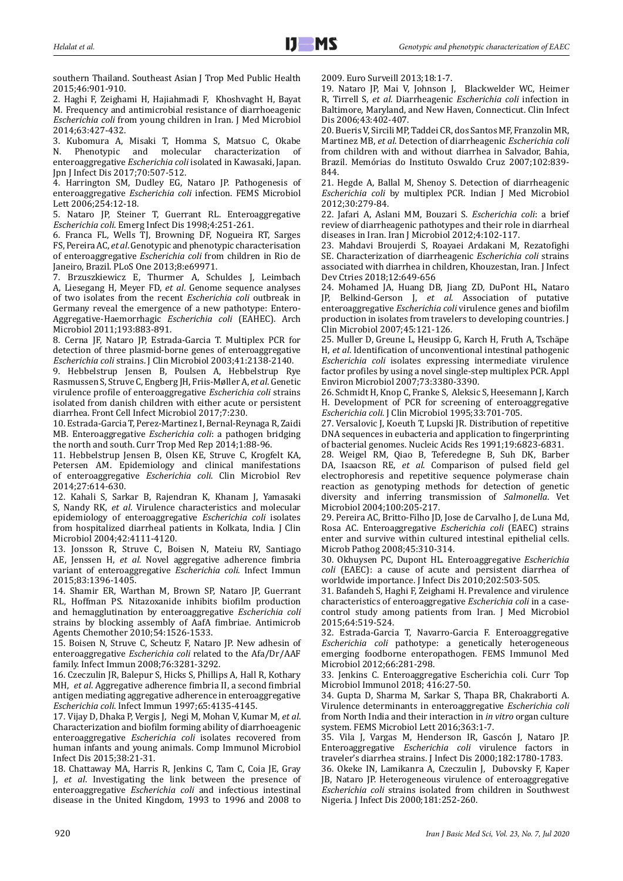southern Thailand. Southeast Asian J Trop Med Public Health 2015;46:901-910.

2. Haghi F, Zeighami H, Hajiahmadi F, Khoshvaght H, Bayat M. Frequency and antimicrobial resistance of diarrhoeagenic *Escherichia coli* from young children in Iran. J Med Microbiol 2014;63:427-432.

3. Kubomura A, Misaki T, Homma S, Matsuo C, Okabe N. Phenotypic and molecular characterization of enteroaggregative *Escherichia coli* isolated in Kawasaki, Japan. Jpn J Infect Dis 2017;70:507-512.

4. Harrington SM, Dudley EG, Nataro JP. Pathogenesis of enteroaggregative *Escherichia coli* infection. FEMS Microbiol Lett 2006;254:12-18.

5. Nataro JP, Steiner T, Guerrant RL. Enteroaggregative *Escherichia coli*. Emerg Infect Dis 1998;4:251-261.

6. Franca FL, Wells TJ, Browning DF, Nogueira RT, Sarges FS, Pereira AC, *et al*. Genotypic and phenotypic characterisation of enteroaggregative *Escherichia coli* from children in Rio de Janeiro, Brazil. PLoS One 2013;8:e69971.

7. Brzuszkiewicz E, Thurmer A, Schuldes J, Leimbach A, Liesegang H, Meyer FD, *et al*. Genome sequence analyses of two isolates from the recent *Escherichia coli* outbreak in Germany reveal the emergence of a new pathotype: Entero-Aggregative-Haemorrhagic *Escherichia coli* (EAHEC). Arch Microbiol 2011;193:883-891.

8. Cerna JF, Nataro JP, Estrada-Garcia T. Multiplex PCR for detection of three plasmid-borne genes of enteroaggregative *Escherichia coli* strains. J Clin Microbiol 2003;41:2138-2140.

9. Hebbelstrup Jensen B, Poulsen A, Hebbelstrup Rye Rasmussen S, Struve C, Engberg JH, Friis-Møller A, *et al*. Genetic virulence profile of enteroaggregative *Escherichia coli* strains isolated from danish children with either acute or persistent diarrhea. Front Cell Infect Microbiol 2017;7:230.

10. Estrada-Garcia T, Perez-Martinez I, Bernal-Reynaga R, Zaidi MB. Enteroaggregative *Escherichia coli*: a pathogen bridging the north and south. Curr Trop Med Rep 2014;1:88-96.

11. Hebbelstrup Jensen B, Olsen KE, Struve C, Krogfelt KA, Petersen AM. Epidemiology and clinical manifestations of enteroaggregative *Escherichia coli*. Clin Microbiol Rev 2014;27:614-630.

12. Kahali S, Sarkar B, Rajendran K, Khanam J, Yamasaki S, Nandy RK, *et al*. Virulence characteristics and molecular epidemiology of enteroaggregative *Escherichia coli* isolates from hospitalized diarrheal patients in Kolkata, India. J Clin Microbiol 2004;42:4111-4120.

13. Jonsson R, Struve C, Boisen N, Mateiu RV, Santiago AE, Jenssen H, *et al*. Novel aggregative adherence fimbria variant of enteroaggregative *Escherichia coli*. Infect Immun 2015;83:1396-1405.

14. Shamir ER, Warthan M, Brown SP, Nataro JP, Guerrant RL, Hoffman PS. Nitazoxanide inhibits biofilm production and hemagglutination by enteroaggregative *Escherichia coli* strains by blocking assembly of AafA fimbriae. Antimicrob Agents Chemother 2010;54:1526-1533.

15. Boisen N, Struve C, Scheutz F, Nataro JP. New adhesin of enteroaggregative *Escherichia coli* related to the Afa/Dr/AAF family. Infect Immun 2008;76:3281-3292.

16. Czeczulin JR, Balepur S, Hicks S, Phillips A, Hall R, Kothary MH, *et al*. Aggregative adherence fimbria II, a second fimbrial antigen mediating aggregative adherence in enteroaggregative *Escherichia coli*. Infect Immun 1997;65:4135-4145.

17. Vijay D, Dhaka P, Vergis J, Negi M, Mohan V, Kumar M, *et al*. Characterization and biofilm forming ability of diarrhoeagenic enteroaggregative *Escherichia coli* isolates recovered from human infants and young animals. Comp Immunol Microbiol Infect Dis 2015;38:21-31.

18. Chattaway MA, Harris R, Jenkins C, Tam C, Coia JE, Gray J, *et al*. Investigating the link between the presence of enteroaggregative *Escherichia coli* and infectious intestinal disease in the United Kingdom, 1993 to 1996 and 2008 to 2009. Euro Surveill 2013;18:1-7.

19. Nataro JP, Mai V, Johnson J, Blackwelder WC, Heimer R, Tirrell S, *et al*. Diarrheagenic *Escherichia coli* infection in Baltimore, Maryland, and New Haven, Connecticut. Clin Infect Dis 2006;43:402-407.

20. Bueris V, Sircili MP, Taddei CR, dos Santos MF, Franzolin MR, Martinez MB, *et al*. Detection of diarrheagenic *Escherichia coli* from children with and without diarrhea in Salvador, Bahia, Brazil. Memórias do Instituto Oswaldo Cruz 2007;102:839-844.

21. Hegde A, Ballal M, Shenoy S. Detection of diarrheagenic *Escherichia coli* by multiplex PCR. Indian J Med Microbiol 2012;30:279-84.

22. Jafari A, Aslani MM, Bouzari S. *Escherichia coli*: a brief review of diarrheagenic pathotypes and their role in diarrheal diseases in Iran. Iran J Microbiol 2012;4:102-117.

23. Mahdavi Broujerdi S, Roayaei Ardakani M, Rezatofighi SE. Characterization of diarrheagenic *Escherichia coli* strains associated with diarrhea in children, Khouzestan, Iran. J Infect Dev Ctries 2018;12:649-656

24. Mohamed JA, Huang DB, Jiang ZD, DuPont HL, Nataro JP, Belkind-Gerson J, *et al*. Association of putative enteroaggregative *Escherichia coli* virulence genes and biofilm production in isolates from travelers to developing countries. J Clin Microbiol 2007;45:121-126.

25. Muller D, Greune L, Heusipp G, Karch H, Fruth A, Tschäpe H, *et al*. Identification of unconventional intestinal pathogenic *Escherichia coli* isolates expressing intermediate virulence factor profiles by using a novel single-step multiplex PCR. Appl Environ Microbiol 2007;73:3380-3390.

26. Schmidt H, Knop C, Franke S, Aleksic S, Heesemann J, Karch H. Development of PCR for screening of enteroaggregative *Escherichia coli*. J Clin Microbiol 1995;33:701-705.

27. Versalovic J, Koeuth T, Lupski JR. Distribution of repetitive DNA sequences in eubacteria and application to fingerprinting of bacterial genomes. Nucleic Acids Res 1991;19:6823-6831.

28. Weigel RM, Qiao B, Teferedegne B, Suh DK, Barber DA, Isaacson RE, *et al*. Comparison of pulsed field gel electrophoresis and repetitive sequence polymerase chain reaction as genotyping methods for detection of genetic diversity and inferring transmission of *Salmonella*. Vet Microbiol 2004;100:205-217.

29. Pereira AC, Britto-Filho JD, Jose de Carvalho J, de Luna Md, Rosa AC. Enteroaggregative *Escherichia coli* (EAEC) strains enter and survive within cultured intestinal epithelial cells. Microb Pathog 2008;45:310-314.

30. Okhuysen PC, Dupont HL. Enteroaggregative *Escherichia coli* (EAEC): a cause of acute and persistent diarrhea of worldwide importance. J Infect Dis 2010;202:503-505.

31. Bafandeh S, Haghi F, Zeighami H. Prevalence and virulence characteristics of enteroaggregative *Escherichia coli* in a case-control study among patients from Iran. J Med Microbiol 2015;64:519-524.

32. Estrada-Garcia T, Navarro-Garcia F. Enteroaggregative *Escherichia coli* pathotype: a genetically heterogeneous emerging foodborne enteropathogen. FEMS Immunol Med Microbiol 2012;66:281-298.

33. Jenkins C. Enteroaggregative Escherichia coli. Curr Top Microbiol Immunol 2018; 416:27-50.

34. Gupta D, Sharma M, Sarkar S, Thapa BR, Chakraborti A. Virulence determinants in enteroaggregative *Escherichia coli* from North India and their interaction in *in vitro* organ culture system. FEMS Microbiol Lett 2016;363:1-7.

35. Vila J, Vargas M, Henderson IR, Gascón J, Nataro JP. Enteroaggregative *Escherichia coli* virulence factors in traveler's diarrhea strains. J Infect Dis 2000;182:1780-1783.

36. Okeke IN, Lamikanra A, Czeczulin J, Dubovsky F, Kaper JB, Nataro JP. Heterogeneous virulence of enteroaggregative *Escherichia coli* strains isolated from children in Southwest Nigeria. J Infect Dis 2000;181:252-260.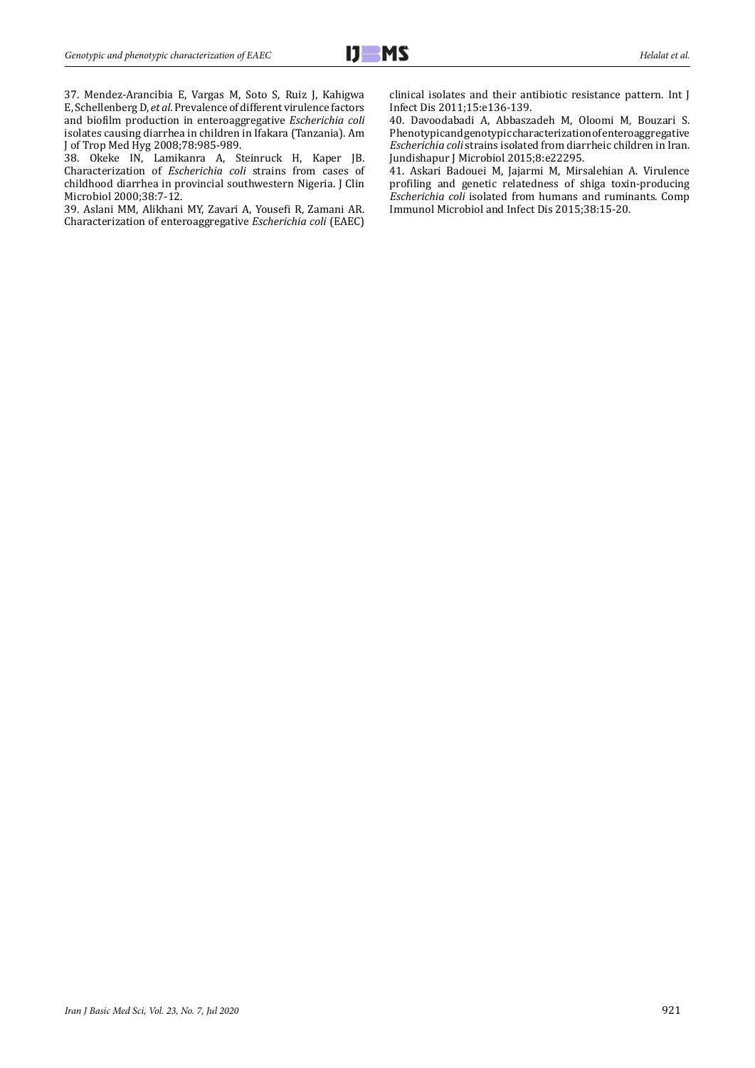37. Mendez-Arancibia E, Vargas M, Soto S, Ruiz J, Kahigwa E, Schellenberg D, *et al*. Prevalence of different virulence factors and biofilm production in enteroaggregative *Escherichia coli* isolates causing diarrhea in children in Ifakara (Tanzania). Am J of Trop Med Hyg 2008;78:985-989.

38. Okeke IN, Lamikanra A, Steinruck H, Kaper JB. Characterization of *Escherichia coli* strains from cases of childhood diarrhea in provincial southwestern Nigeria. J Clin Microbiol 2000;38:7-12.

39. Aslani MM, Alikhani MY, Zavari A, Yousefi R, Zamani AR. Characterization of enteroaggregative *Escherichia coli* (EAEC) clinical isolates and their antibiotic resistance pattern. Int J Infect Dis 2011;15:e136-139.

40. Davoodabadi A, Abbaszadeh M, Oloomi M, Bouzari S. Phenotypic and genotypic characterization of enteroaggregative *Escherichia coli* strains isolated from diarrheic children in Iran. Jundishapur J Microbiol 2015;8:e22295.

41. Askari Badouei M, Jajarmi M, Mirsalehian A. Virulence profiling and genetic relatedness of shiga toxin-producing *Escherichia coli* isolated from humans and ruminants. Comp Immunol Microbiol and Infect Dis 2015;38:15-20.